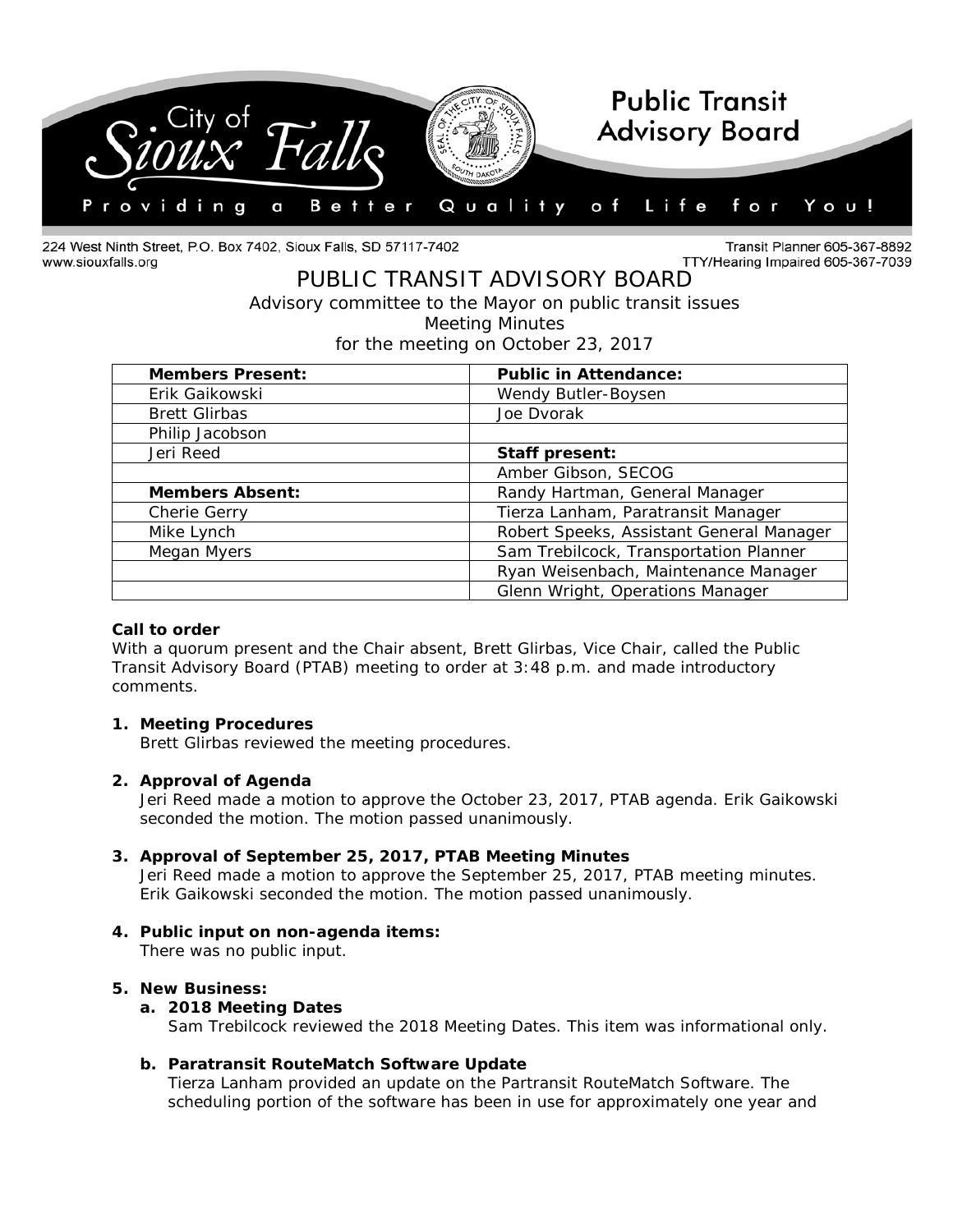City of Sioux Falls — Public Transit Advisory Board

Providing a Better Quality of Life for You!

224 West Ninth Street, P.O. Box 7402, Sioux Falls, SD 57117-7402
www.siouxfalls.org

Transit Planner 605-367-8892
TTY/Hearing Impaired 605-367-7039

# PUBLIC TRANSIT ADVISORY BOARD

Advisory committee to the Mayor on public transit issues
Meeting Minutes
for the meeting on October 23, 2017

| **Members Present:** | **Public in Attendance:** |
|---|---|
| Erik Gaikowski | Wendy Butler-Boysen |
| Brett Glirbas | Joe Dvorak |
| Philip Jacobson | |
| Jeri Reed | **Staff present:** |
| | Amber Gibson, SECOG |
| **Members Absent:** | Randy Hartman, General Manager |
| Cherie Gerry | Tierza Lanham, Paratransit Manager |
| Mike Lynch | Robert Speeks, Assistant General Manager |
| Megan Myers | Sam Trebilcock, Transportation Planner |
| | Ryan Weisenbach, Maintenance Manager |
| | Glenn Wright, Operations Manager |

**Call to order**
With a quorum present and the Chair absent, Brett Glirbas, Vice Chair, called the Public Transit Advisory Board (PTAB) meeting to order at 3:48 p.m. and made introductory comments.

1. **Meeting Procedures**
   Brett Glirbas reviewed the meeting procedures.

2. **Approval of Agenda**
   Jeri Reed made a motion to approve the October 23, 2017, PTAB agenda. Erik Gaikowski seconded the motion. The motion passed unanimously.

3. **Approval of September 25, 2017, PTAB Meeting Minutes**
   Jeri Reed made a motion to approve the September 25, 2017, PTAB meeting minutes. Erik Gaikowski seconded the motion. The motion passed unanimously.

4. **Public input on non-agenda items:**
   There was no public input.

5. **New Business:**
   a. **2018 Meeting Dates**
      Sam Trebilcock reviewed the 2018 Meeting Dates. This item was informational only.

   b. **Paratransit RouteMatch Software Update**
      Tierza Lanham provided an update on the Partransit RouteMatch Software. The scheduling portion of the software has been in use for approximately one year and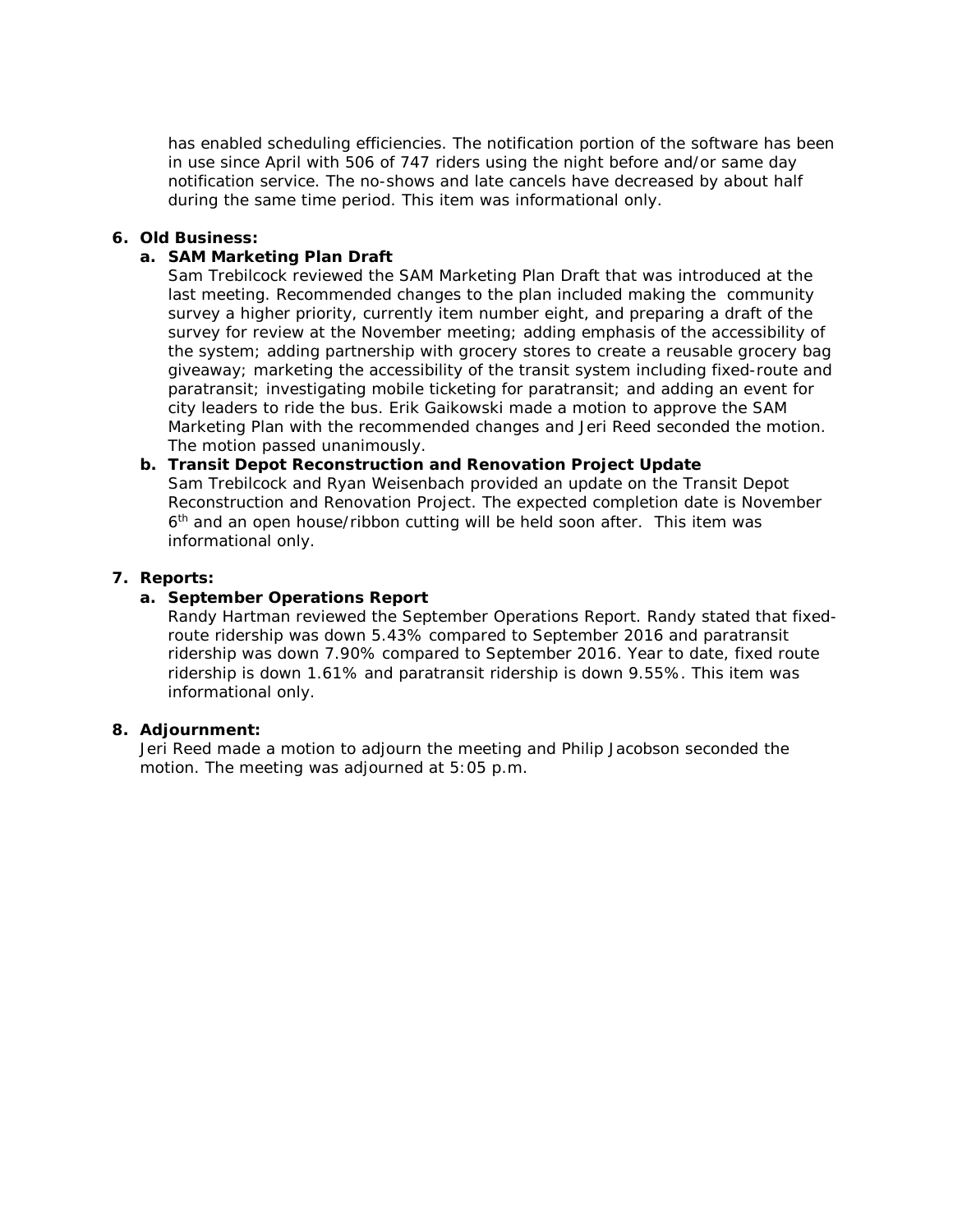has enabled scheduling efficiencies. The notification portion of the software has been in use since April with 506 of 747 riders using the night before and/or same day notification service. The no-shows and late cancels have decreased by about half during the same time period. This item was informational only.

6. **Old Business:**

   a. **SAM Marketing Plan Draft**

   Sam Trebilcock reviewed the SAM Marketing Plan Draft that was introduced at the last meeting. Recommended changes to the plan included making the community survey a higher priority, currently item number eight, and preparing a draft of the survey for review at the November meeting; adding emphasis of the accessibility of the system; adding partnership with grocery stores to create a reusable grocery bag giveaway; marketing the accessibility of the transit system including fixed-route and paratransit; investigating mobile ticketing for paratransit; and adding an event for city leaders to ride the bus. Erik Gaikowski made a motion to approve the SAM Marketing Plan with the recommended changes and Jeri Reed seconded the motion. The motion passed unanimously.

   b. **Transit Depot Reconstruction and Renovation Project Update**

   Sam Trebilcock and Ryan Weisenbach provided an update on the Transit Depot Reconstruction and Renovation Project. The expected completion date is November 6th and an open house/ribbon cutting will be held soon after. This item was informational only.

7. **Reports:**

   a. **September Operations Report**

   Randy Hartman reviewed the September Operations Report. Randy stated that fixed-route ridership was down 5.43% compared to September 2016 and paratransit ridership was down 7.90% compared to September 2016. Year to date, fixed route ridership is down 1.61% and paratransit ridership is down 9.55%. This item was informational only.

8. **Adjournment:**

   Jeri Reed made a motion to adjourn the meeting and Philip Jacobson seconded the motion. The meeting was adjourned at 5:05 p.m.